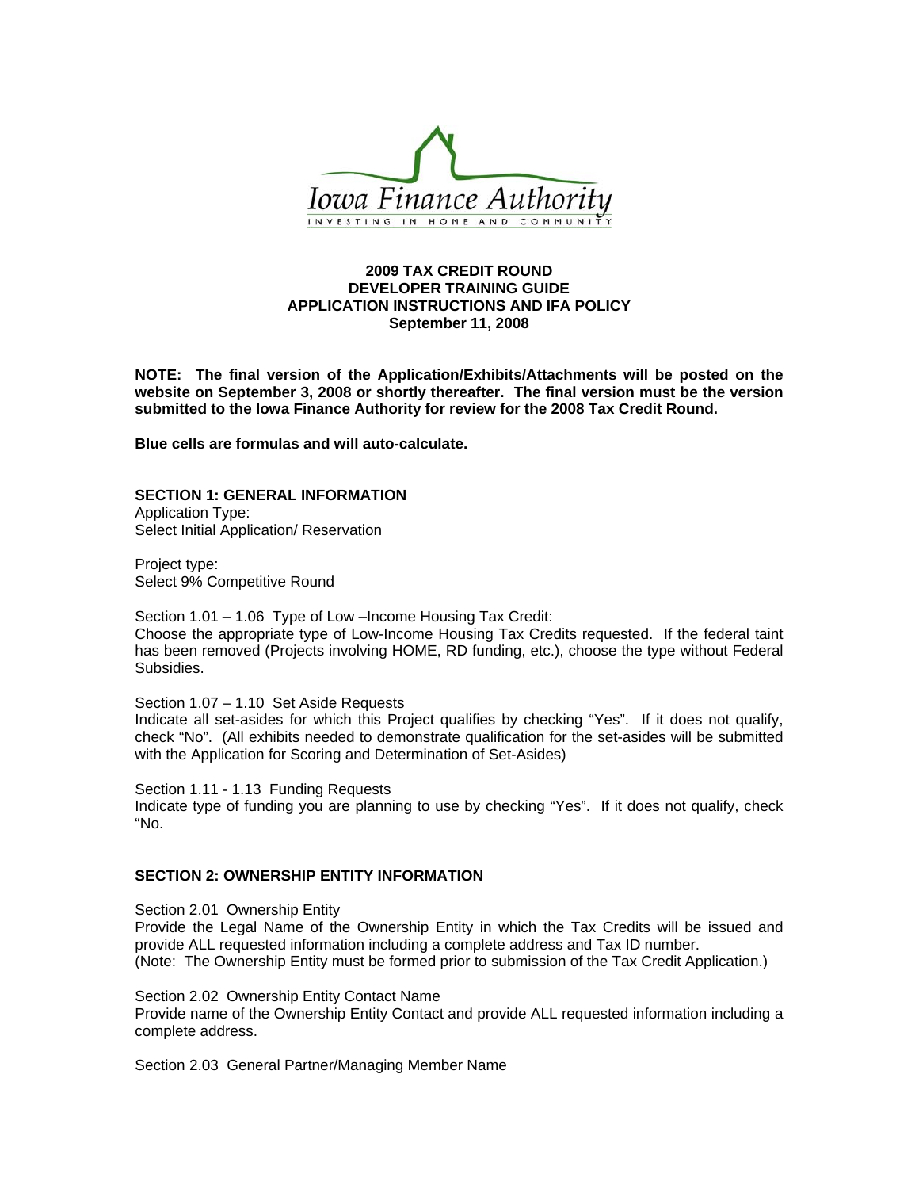Iowa Finance Authority

INVESTING IN HOME AND COMMUNITY

**2009 TAX CREDIT ROUND**
**DEVELOPER TRAINING GUIDE**
**APPLICATION INSTRUCTIONS AND IFA POLICY**
**September 11, 2008**

**NOTE: The final version of the Application/Exhibits/Attachments will be posted on the website on September 3, 2008 or shortly thereafter. The final version must be the version submitted to the Iowa Finance Authority for review for the 2008 Tax Credit Round.**

**Blue cells are formulas and will auto-calculate.**

## SECTION 1: GENERAL INFORMATION

Application Type:
Select Initial Application/ Reservation

Project type:
Select 9% Competitive Round

Section 1.01 – 1.06 Type of Low –Income Housing Tax Credit:
Choose the appropriate type of Low-Income Housing Tax Credits requested. If the federal taint has been removed (Projects involving HOME, RD funding, etc.), choose the type without Federal Subsidies.

Section 1.07 – 1.10 Set Aside Requests
Indicate all set-asides for which this Project qualifies by checking "Yes". If it does not qualify, check "No". (All exhibits needed to demonstrate qualification for the set-asides will be submitted with the Application for Scoring and Determination of Set-Asides)

Section 1.11 - 1.13 Funding Requests
Indicate type of funding you are planning to use by checking "Yes". If it does not qualify, check "No.

## SECTION 2: OWNERSHIP ENTITY INFORMATION

Section 2.01 Ownership Entity
Provide the Legal Name of the Ownership Entity in which the Tax Credits will be issued and provide ALL requested information including a complete address and Tax ID number.
(Note: The Ownership Entity must be formed prior to submission of the Tax Credit Application.)

Section 2.02 Ownership Entity Contact Name
Provide name of the Ownership Entity Contact and provide ALL requested information including a complete address.

Section 2.03 General Partner/Managing Member Name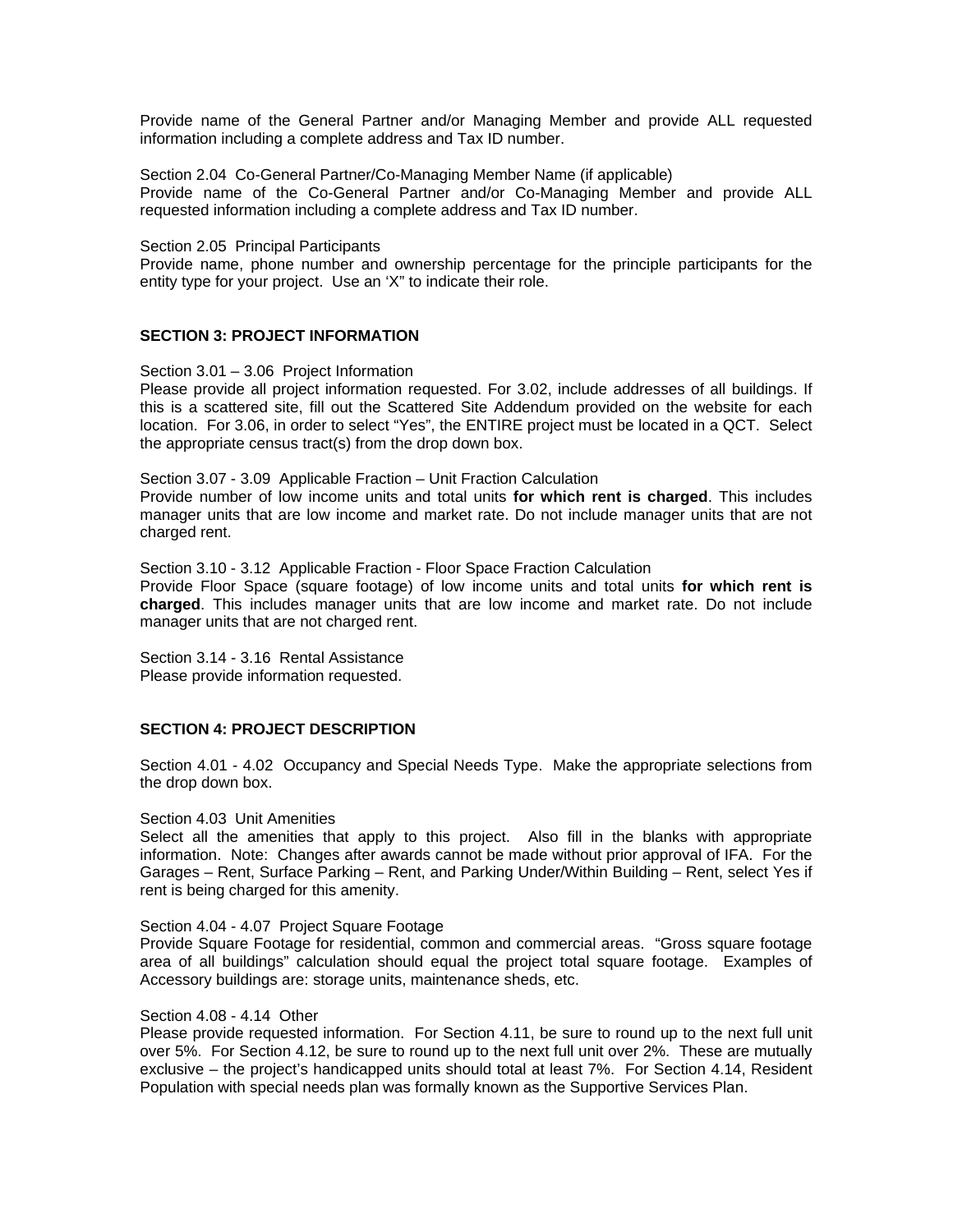Provide name of the General Partner and/or Managing Member and provide ALL requested information including a complete address and Tax ID number.

Section 2.04 Co-General Partner/Co-Managing Member Name (if applicable)
Provide name of the Co-General Partner and/or Co-Managing Member and provide ALL requested information including a complete address and Tax ID number.

Section 2.05 Principal Participants
Provide name, phone number and ownership percentage for the principle participants for the entity type for your project. Use an 'X" to indicate their role.

## SECTION 3: PROJECT INFORMATION

Section 3.01 – 3.06 Project Information
Please provide all project information requested. For 3.02, include addresses of all buildings. If this is a scattered site, fill out the Scattered Site Addendum provided on the website for each location. For 3.06, in order to select "Yes", the ENTIRE project must be located in a QCT. Select the appropriate census tract(s) from the drop down box.

Section 3.07 - 3.09 Applicable Fraction – Unit Fraction Calculation
Provide number of low income units and total units **for which rent is charged**. This includes manager units that are low income and market rate. Do not include manager units that are not charged rent.

Section 3.10 - 3.12 Applicable Fraction - Floor Space Fraction Calculation
Provide Floor Space (square footage) of low income units and total units **for which rent is charged**. This includes manager units that are low income and market rate. Do not include manager units that are not charged rent.

Section 3.14 - 3.16 Rental Assistance
Please provide information requested.

## SECTION 4: PROJECT DESCRIPTION

Section 4.01 - 4.02 Occupancy and Special Needs Type. Make the appropriate selections from the drop down box.

Section 4.03 Unit Amenities
Select all the amenities that apply to this project. Also fill in the blanks with appropriate information. Note: Changes after awards cannot be made without prior approval of IFA. For the Garages – Rent, Surface Parking – Rent, and Parking Under/Within Building – Rent, select Yes if rent is being charged for this amenity.

Section 4.04 - 4.07 Project Square Footage
Provide Square Footage for residential, common and commercial areas. "Gross square footage area of all buildings" calculation should equal the project total square footage. Examples of Accessory buildings are: storage units, maintenance sheds, etc.

Section 4.08 - 4.14 Other
Please provide requested information. For Section 4.11, be sure to round up to the next full unit over 5%. For Section 4.12, be sure to round up to the next full unit over 2%. These are mutually exclusive – the project's handicapped units should total at least 7%. For Section 4.14, Resident Population with special needs plan was formally known as the Supportive Services Plan.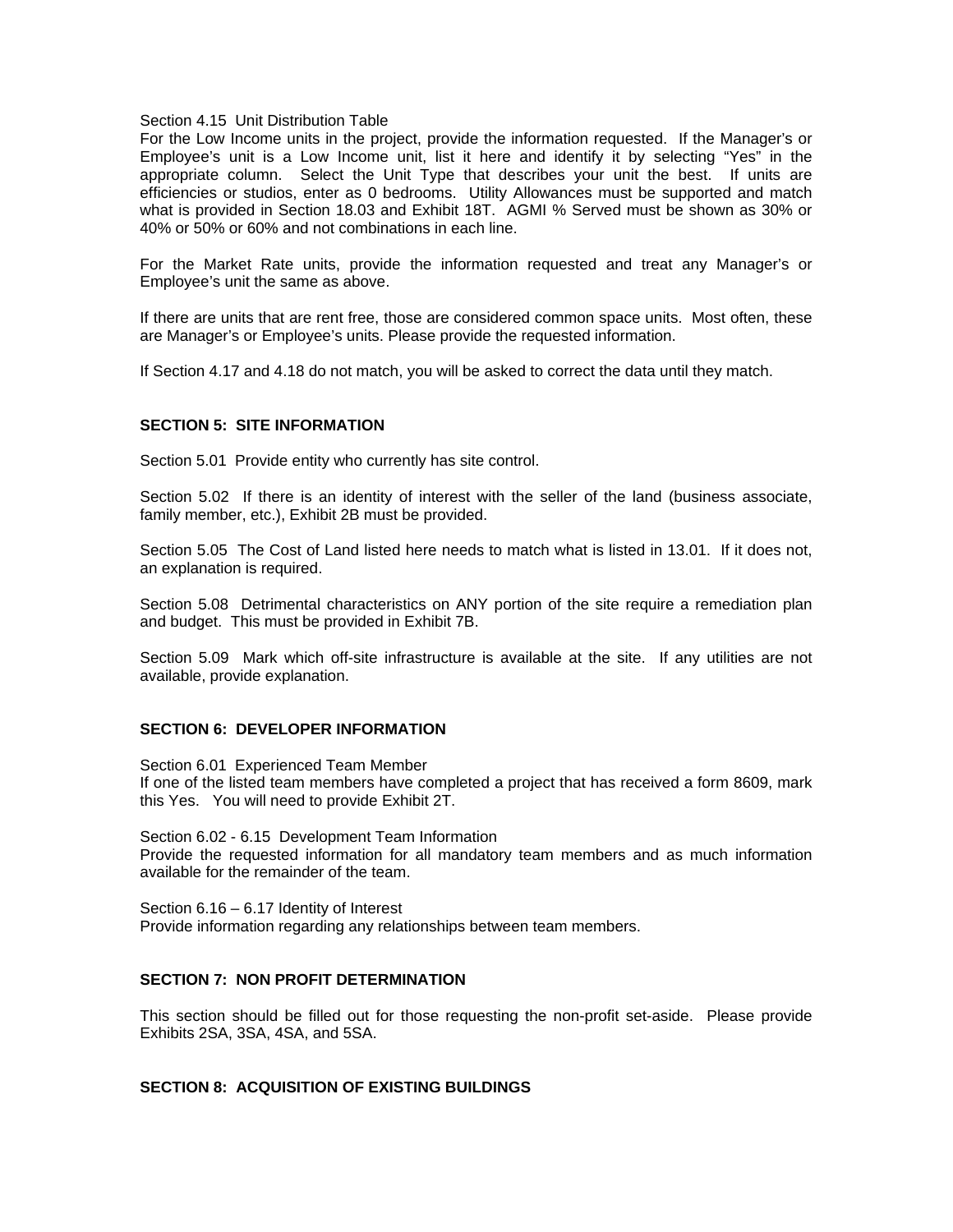Section 4.15  Unit Distribution Table
For the Low Income units in the project, provide the information requested.  If the Manager's or Employee's unit is a Low Income unit, list it here and identify it by selecting "Yes" in the appropriate column.  Select the Unit Type that describes your unit the best.  If units are efficiencies or studios, enter as 0 bedrooms.  Utility Allowances must be supported and match what is provided in Section 18.03 and Exhibit 18T.  AGMI % Served must be shown as 30% or 40% or 50% or 60% and not combinations in each line.

For the Market Rate units, provide the information requested and treat any Manager's or Employee's unit the same as above.

If there are units that are rent free, those are considered common space units.  Most often, these are Manager's or Employee's units. Please provide the requested information.

If Section 4.17 and 4.18 do not match, you will be asked to correct the data until they match.

## SECTION 5:  SITE INFORMATION

Section 5.01  Provide entity who currently has site control.

Section 5.02  If there is an identity of interest with the seller of the land (business associate, family member, etc.), Exhibit 2B must be provided.

Section 5.05  The Cost of Land listed here needs to match what is listed in 13.01.  If it does not, an explanation is required.

Section 5.08  Detrimental characteristics on ANY portion of the site require a remediation plan and budget.  This must be provided in Exhibit 7B.

Section 5.09  Mark which off-site infrastructure is available at the site.  If any utilities are not available, provide explanation.

## SECTION 6:  DEVELOPER INFORMATION

Section 6.01  Experienced Team Member
If one of the listed team members have completed a project that has received a form 8609, mark this Yes.   You will need to provide Exhibit 2T.

Section 6.02 - 6.15  Development Team Information
Provide the requested information for all mandatory team members and as much information available for the remainder of the team.

Section 6.16 – 6.17 Identity of Interest
Provide information regarding any relationships between team members.

## SECTION 7:  NON PROFIT DETERMINATION

This section should be filled out for those requesting the non-profit set-aside.  Please provide Exhibits 2SA, 3SA, 4SA, and 5SA.

## SECTION 8:  ACQUISITION OF EXISTING BUILDINGS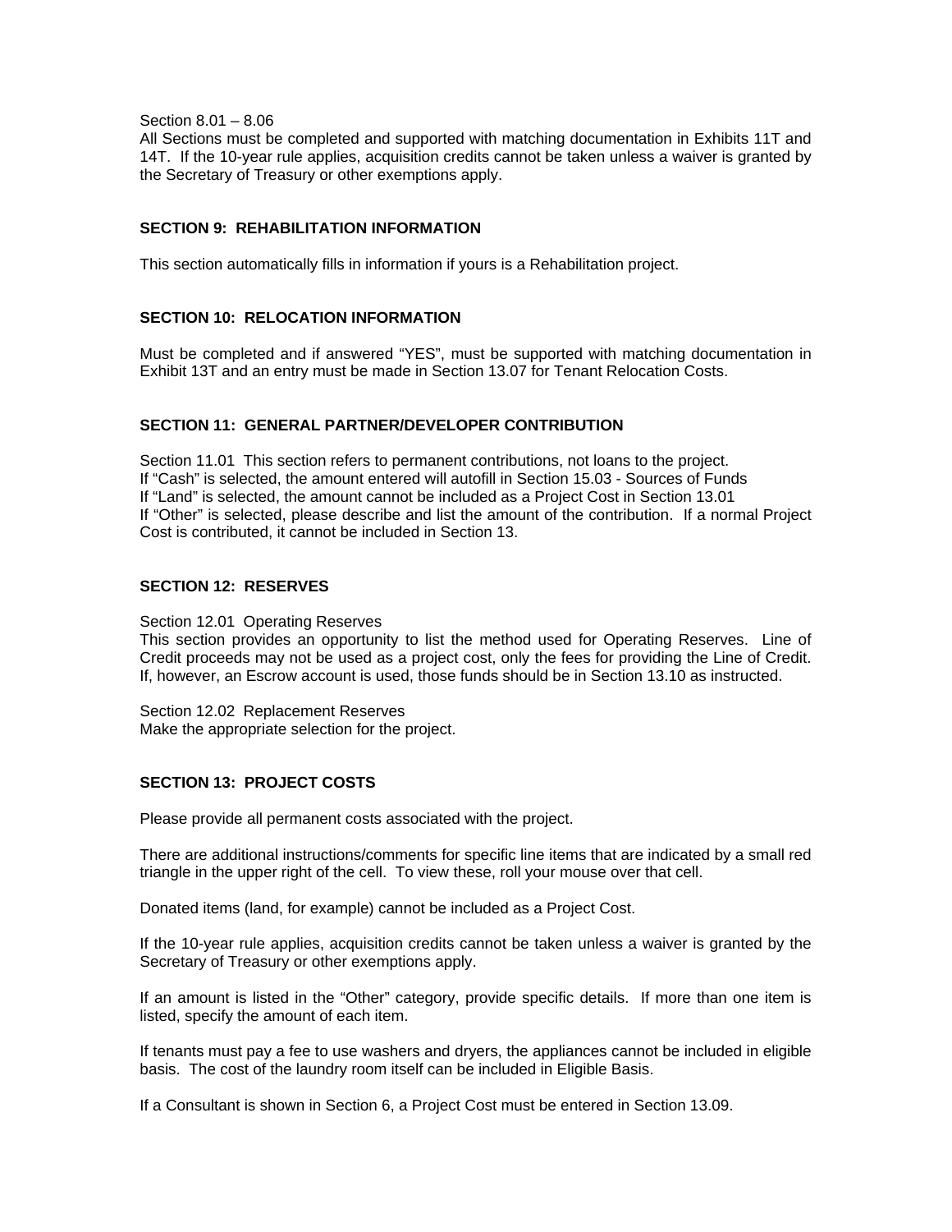Section 8.01 – 8.06
All Sections must be completed and supported with matching documentation in Exhibits 11T and 14T. If the 10-year rule applies, acquisition credits cannot be taken unless a waiver is granted by the Secretary of Treasury or other exemptions apply.

## SECTION 9: REHABILITATION INFORMATION

This section automatically fills in information if yours is a Rehabilitation project.

## SECTION 10: RELOCATION INFORMATION

Must be completed and if answered "YES", must be supported with matching documentation in Exhibit 13T and an entry must be made in Section 13.07 for Tenant Relocation Costs.

## SECTION 11: GENERAL PARTNER/DEVELOPER CONTRIBUTION

Section 11.01 This section refers to permanent contributions, not loans to the project.
If "Cash" is selected, the amount entered will autofill in Section 15.03 - Sources of Funds
If "Land" is selected, the amount cannot be included as a Project Cost in Section 13.01
If "Other" is selected, please describe and list the amount of the contribution. If a normal Project Cost is contributed, it cannot be included in Section 13.

## SECTION 12: RESERVES

Section 12.01 Operating Reserves
This section provides an opportunity to list the method used for Operating Reserves. Line of Credit proceeds may not be used as a project cost, only the fees for providing the Line of Credit. If, however, an Escrow account is used, those funds should be in Section 13.10 as instructed.

Section 12.02 Replacement Reserves
Make the appropriate selection for the project.

## SECTION 13: PROJECT COSTS

Please provide all permanent costs associated with the project.

There are additional instructions/comments for specific line items that are indicated by a small red triangle in the upper right of the cell. To view these, roll your mouse over that cell.

Donated items (land, for example) cannot be included as a Project Cost.

If the 10-year rule applies, acquisition credits cannot be taken unless a waiver is granted by the Secretary of Treasury or other exemptions apply.

If an amount is listed in the "Other" category, provide specific details. If more than one item is listed, specify the amount of each item.

If tenants must pay a fee to use washers and dryers, the appliances cannot be included in eligible basis. The cost of the laundry room itself can be included in Eligible Basis.

If a Consultant is shown in Section 6, a Project Cost must be entered in Section 13.09.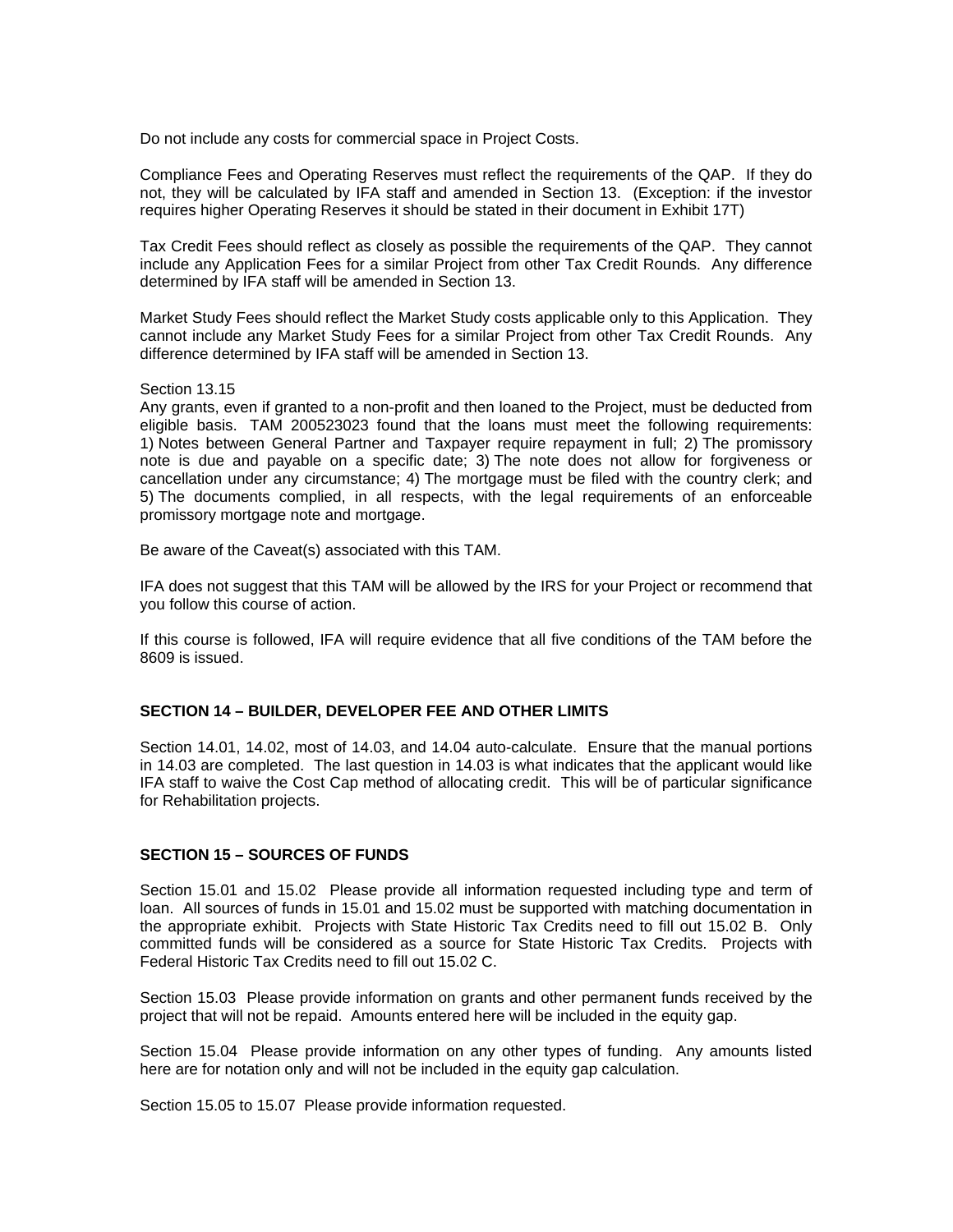Do not include any costs for commercial space in Project Costs.

Compliance Fees and Operating Reserves must reflect the requirements of the QAP. If they do not, they will be calculated by IFA staff and amended in Section 13. (Exception: if the investor requires higher Operating Reserves it should be stated in their document in Exhibit 17T)

Tax Credit Fees should reflect as closely as possible the requirements of the QAP. They cannot include any Application Fees for a similar Project from other Tax Credit Rounds. Any difference determined by IFA staff will be amended in Section 13.

Market Study Fees should reflect the Market Study costs applicable only to this Application. They cannot include any Market Study Fees for a similar Project from other Tax Credit Rounds. Any difference determined by IFA staff will be amended in Section 13.

Section 13.15
Any grants, even if granted to a non-profit and then loaned to the Project, must be deducted from eligible basis. TAM 200523023 found that the loans must meet the following requirements: 1) Notes between General Partner and Taxpayer require repayment in full; 2) The promissory note is due and payable on a specific date; 3) The note does not allow for forgiveness or cancellation under any circumstance; 4) The mortgage must be filed with the country clerk; and 5) The documents complied, in all respects, with the legal requirements of an enforceable promissory mortgage note and mortgage.

Be aware of the Caveat(s) associated with this TAM.

IFA does not suggest that this TAM will be allowed by the IRS for your Project or recommend that you follow this course of action.

If this course is followed, IFA will require evidence that all five conditions of the TAM before the 8609 is issued.

## SECTION 14 – BUILDER, DEVELOPER FEE AND OTHER LIMITS

Section 14.01, 14.02, most of 14.03, and 14.04 auto-calculate. Ensure that the manual portions in 14.03 are completed. The last question in 14.03 is what indicates that the applicant would like IFA staff to waive the Cost Cap method of allocating credit. This will be of particular significance for Rehabilitation projects.

## SECTION 15 – SOURCES OF FUNDS

Section 15.01 and 15.02 Please provide all information requested including type and term of loan. All sources of funds in 15.01 and 15.02 must be supported with matching documentation in the appropriate exhibit. Projects with State Historic Tax Credits need to fill out 15.02 B. Only committed funds will be considered as a source for State Historic Tax Credits. Projects with Federal Historic Tax Credits need to fill out 15.02 C.

Section 15.03 Please provide information on grants and other permanent funds received by the project that will not be repaid. Amounts entered here will be included in the equity gap.

Section 15.04 Please provide information on any other types of funding. Any amounts listed here are for notation only and will not be included in the equity gap calculation.

Section 15.05 to 15.07 Please provide information requested.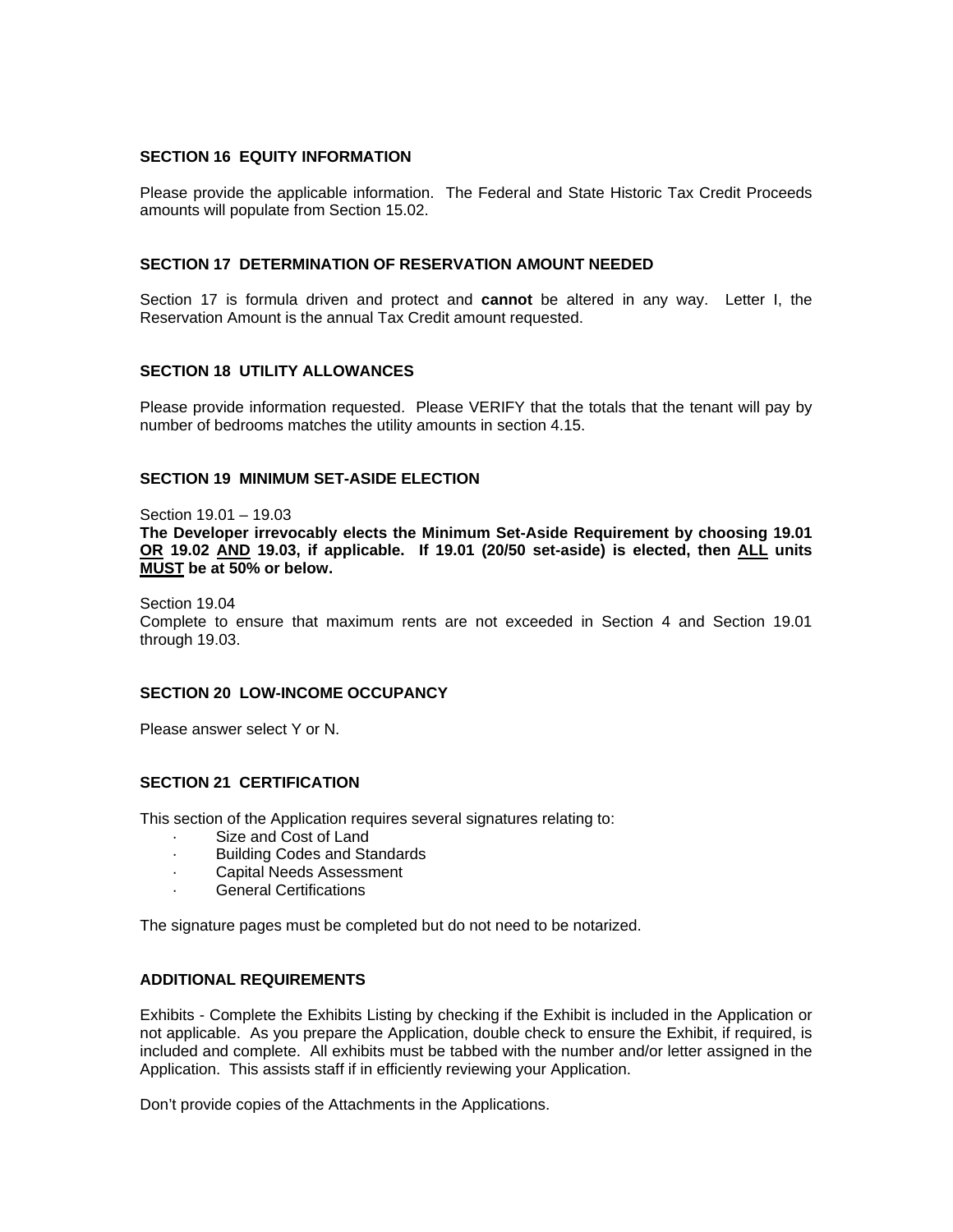### SECTION 16 EQUITY INFORMATION

Please provide the applicable information. The Federal and State Historic Tax Credit Proceeds amounts will populate from Section 15.02.

### SECTION 17 DETERMINATION OF RESERVATION AMOUNT NEEDED

Section 17 is formula driven and protect and **cannot** be altered in any way. Letter I, the Reservation Amount is the annual Tax Credit amount requested.

### SECTION 18 UTILITY ALLOWANCES

Please provide information requested. Please VERIFY that the totals that the tenant will pay by number of bedrooms matches the utility amounts in section 4.15.

### SECTION 19 MINIMUM SET-ASIDE ELECTION

Section 19.01 – 19.03

**The Developer irrevocably elects the Minimum Set-Aside Requirement by choosing 19.01 <u>OR</u> 19.02 <u>AND</u> 19.03, if applicable. If 19.01 (20/50 set-aside) is elected, then <u>ALL</u> units <u>MUST</u> be at 50% or below.**

Section 19.04

Complete to ensure that maximum rents are not exceeded in Section 4 and Section 19.01 through 19.03.

### SECTION 20 LOW-INCOME OCCUPANCY

Please answer select Y or N.

### SECTION 21 CERTIFICATION

This section of the Application requires several signatures relating to:

- Size and Cost of Land
- Building Codes and Standards
- Capital Needs Assessment
- General Certifications

The signature pages must be completed but do not need to be notarized.

### ADDITIONAL REQUIREMENTS

Exhibits - Complete the Exhibits Listing by checking if the Exhibit is included in the Application or not applicable. As you prepare the Application, double check to ensure the Exhibit, if required, is included and complete. All exhibits must be tabbed with the number and/or letter assigned in the Application. This assists staff if in efficiently reviewing your Application.

Don't provide copies of the Attachments in the Applications.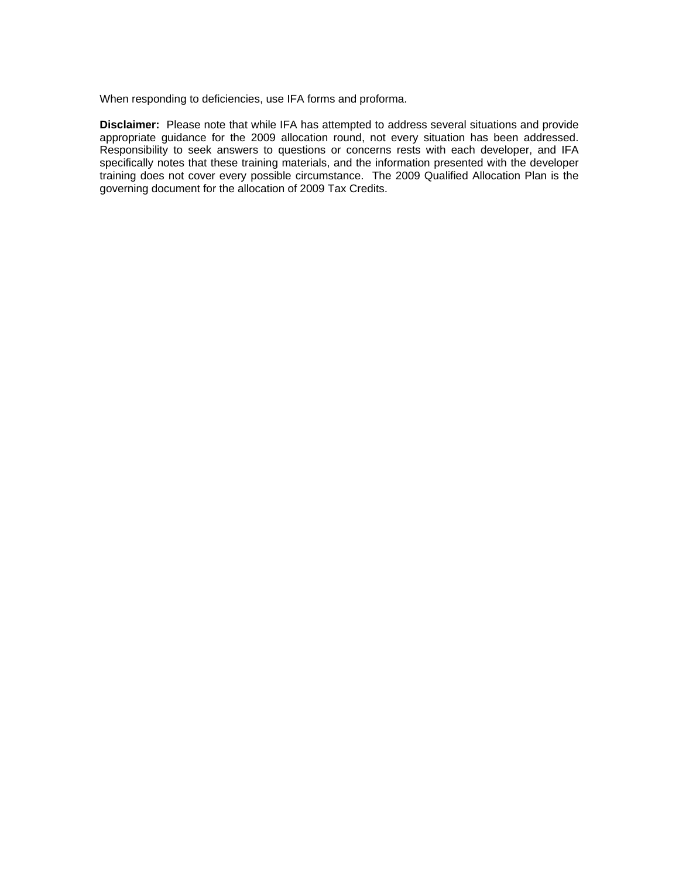When responding to deficiencies, use IFA forms and proforma.

**Disclaimer:** Please note that while IFA has attempted to address several situations and provide appropriate guidance for the 2009 allocation round, not every situation has been addressed. Responsibility to seek answers to questions or concerns rests with each developer, and IFA specifically notes that these training materials, and the information presented with the developer training does not cover every possible circumstance. The 2009 Qualified Allocation Plan is the governing document for the allocation of 2009 Tax Credits.